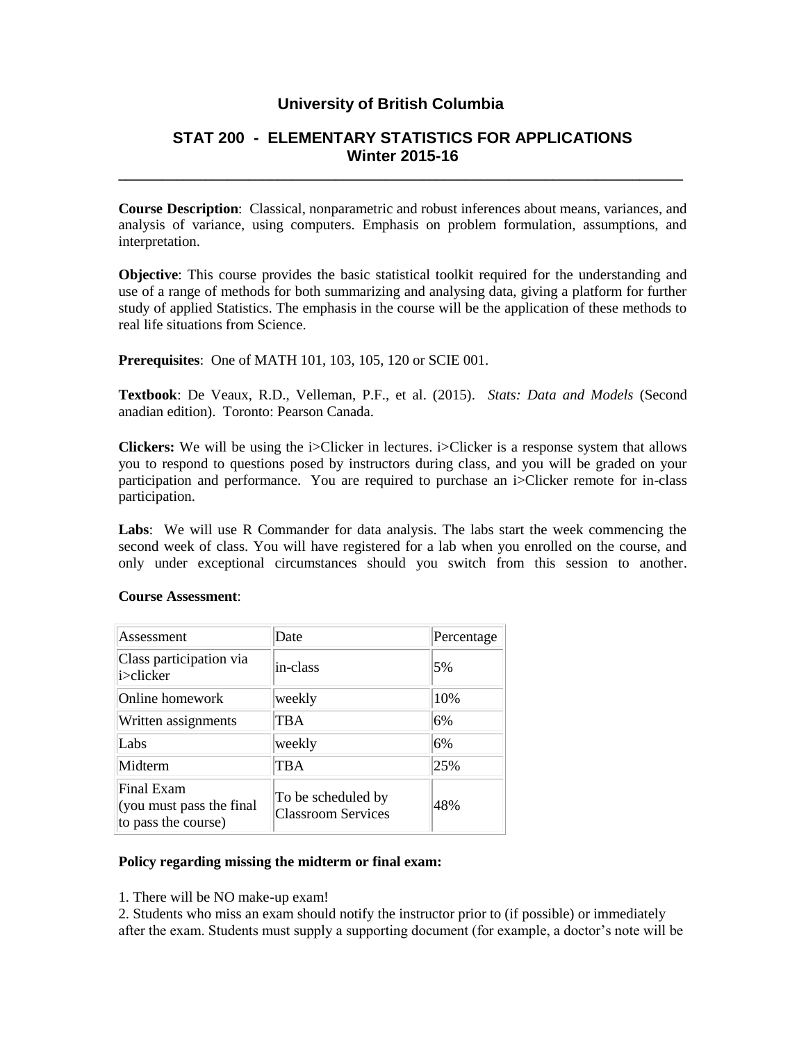# University of British Columbia

## STAT 200 - ELEMENTARY STATISTICS FOR APPLICATIONS
## Winter 2015-16

---

**Course Description**: Classical, nonparametric and robust inferences about means, variances, and analysis of variance, using computers. Emphasis on problem formulation, assumptions, and interpretation.

**Objective**: This course provides the basic statistical toolkit required for the understanding and use of a range of methods for both summarizing and analysing data, giving a platform for further study of applied Statistics. The emphasis in the course will be the application of these methods to real life situations from Science.

**Prerequisites**: One of MATH 101, 103, 105, 120 or SCIE 001.

**Textbook**: De Veaux, R.D., Velleman, P.F., et al. (2015). *Stats: Data and Models* (Second anadian edition). Toronto: Pearson Canada.

**Clickers:** We will be using the i>Clicker in lectures. i>Clicker is a response system that allows you to respond to questions posed by instructors during class, and you will be graded on your participation and performance. You are required to purchase an i>Clicker remote for in-class participation.

**Labs**: We will use R Commander for data analysis. The labs start the week commencing the second week of class. You will have registered for a lab when you enrolled on the course, and only under exceptional circumstances should you switch from this session to another.

**Course Assessment**:

| Assessment | Date | Percentage |
|---|---|---|
| Class participation via i>clicker | in-class | 5% |
| Online homework | weekly | 10% |
| Written assignments | TBA | 6% |
| Labs | weekly | 6% |
| Midterm | TBA | 25% |
| Final Exam (you must pass the final to pass the course) | To be scheduled by Classroom Services | 48% |

**Policy regarding missing the midterm or final exam:**

1. There will be NO make-up exam!
2. Students who miss an exam should notify the instructor prior to (if possible) or immediately after the exam. Students must supply a supporting document (for example, a doctor's note will be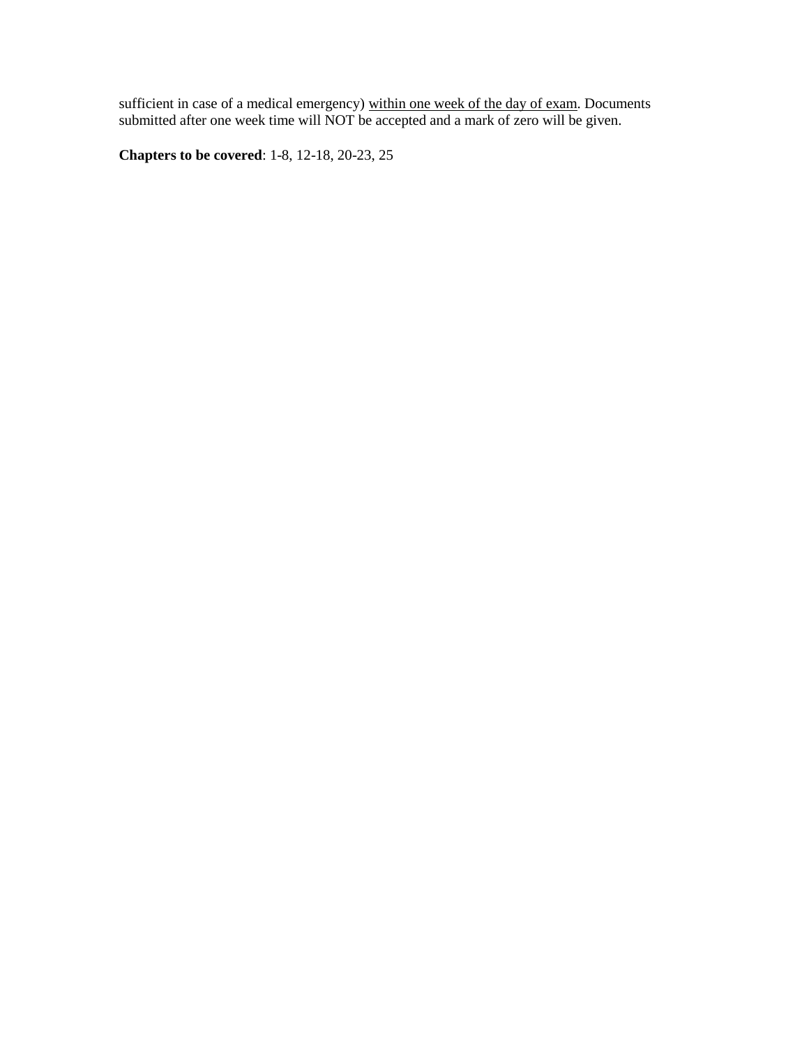sufficient in case of a medical emergency) <u>within one week of the day of exam</u>. Documents submitted after one week time will NOT be accepted and a mark of zero will be given.

**Chapters to be covered**: 1-8, 12-18, 20-23, 25